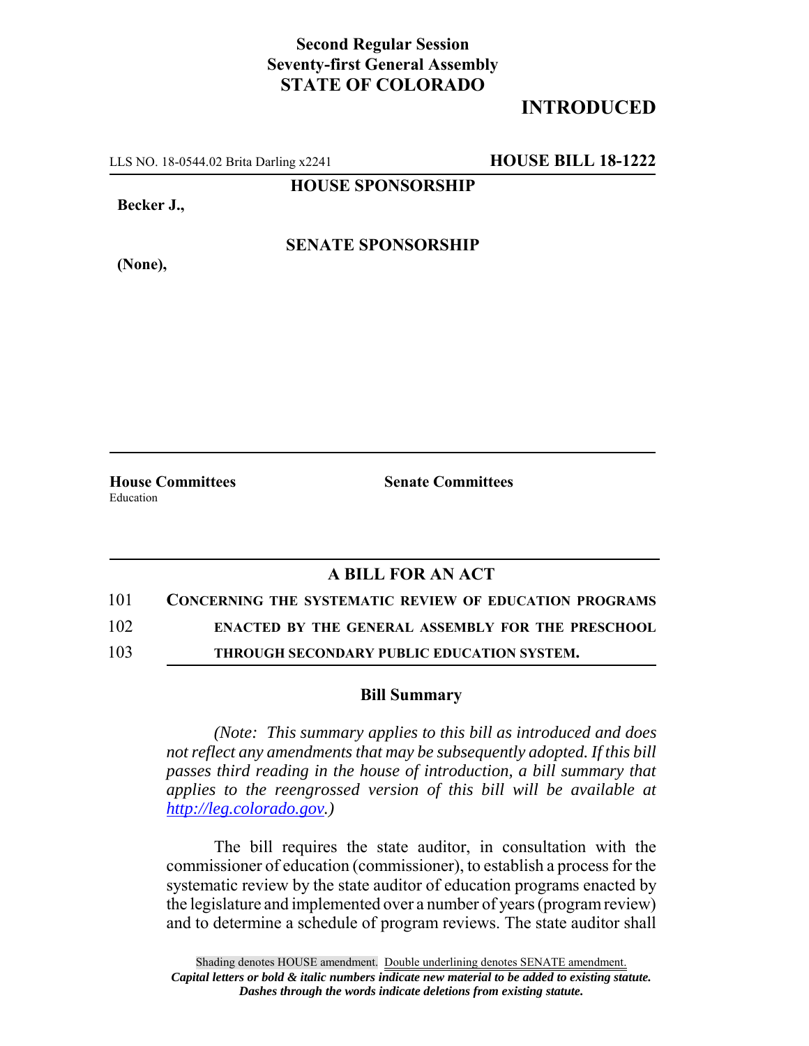**Second Regular Session**
**Seventy-first General Assembly**
**STATE OF COLORADO**

# INTRODUCED

LLS NO. 18-0544.02 Brita Darling x2241 **HOUSE BILL 18-1222**

**HOUSE SPONSORSHIP**

**Becker J.,**

**SENATE SPONSORSHIP**

**(None),**

**House Committees**
Education

**Senate Committees**

## A BILL FOR AN ACT

101 **CONCERNING THE SYSTEMATIC REVIEW OF EDUCATION PROGRAMS**
102 **ENACTED BY THE GENERAL ASSEMBLY FOR THE PRESCHOOL**
103 **THROUGH SECONDARY PUBLIC EDUCATION SYSTEM.**

### Bill Summary

*(Note: This summary applies to this bill as introduced and does not reflect any amendments that may be subsequently adopted. If this bill passes third reading in the house of introduction, a bill summary that applies to the reengrossed version of this bill will be available at http://leg.colorado.gov.)*

The bill requires the state auditor, in consultation with the commissioner of education (commissioner), to establish a process for the systematic review by the state auditor of education programs enacted by the legislature and implemented over a number of years (program review) and to determine a schedule of program reviews. The state auditor shall

Shading denotes HOUSE amendment. Double underlining denotes SENATE amendment.
*Capital letters or bold & italic numbers indicate new material to be added to existing statute.*
*Dashes through the words indicate deletions from existing statute.*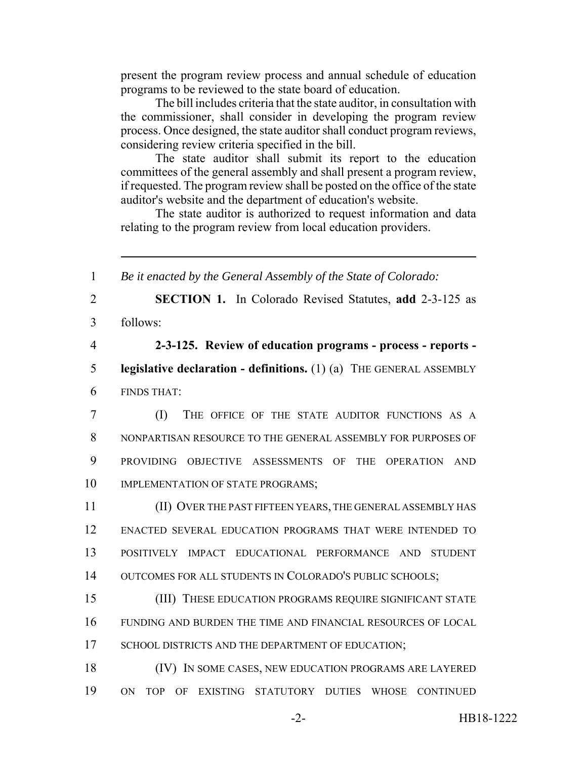present the program review process and annual schedule of education programs to be reviewed to the state board of education.

The bill includes criteria that the state auditor, in consultation with the commissioner, shall consider in developing the program review process. Once designed, the state auditor shall conduct program reviews, considering review criteria specified in the bill.

The state auditor shall submit its report to the education committees of the general assembly and shall present a program review, if requested. The program review shall be posted on the office of the state auditor's website and the department of education's website.

The state auditor is authorized to request information and data relating to the program review from local education providers.

---

1 *Be it enacted by the General Assembly of the State of Colorado:*

2 **SECTION 1.** In Colorado Revised Statutes, **add** 2-3-125 as
3 follows:

4 **2-3-125. Review of education programs - process - reports -**
5 **legislative declaration - definitions.** (1) (a) THE GENERAL ASSEMBLY
6 FINDS THAT:

7 (I) THE OFFICE OF THE STATE AUDITOR FUNCTIONS AS A
8 NONPARTISAN RESOURCE TO THE GENERAL ASSEMBLY FOR PURPOSES OF
9 PROVIDING OBJECTIVE ASSESSMENTS OF THE OPERATION AND
10 IMPLEMENTATION OF STATE PROGRAMS;

11 (II) OVER THE PAST FIFTEEN YEARS, THE GENERAL ASSEMBLY HAS
12 ENACTED SEVERAL EDUCATION PROGRAMS THAT WERE INTENDED TO
13 POSITIVELY IMPACT EDUCATIONAL PERFORMANCE AND STUDENT
14 OUTCOMES FOR ALL STUDENTS IN COLORADO'S PUBLIC SCHOOLS;

15 (III) THESE EDUCATION PROGRAMS REQUIRE SIGNIFICANT STATE
16 FUNDING AND BURDEN THE TIME AND FINANCIAL RESOURCES OF LOCAL
17 SCHOOL DISTRICTS AND THE DEPARTMENT OF EDUCATION;

18 (IV) IN SOME CASES, NEW EDUCATION PROGRAMS ARE LAYERED
19 ON TOP OF EXISTING STATUTORY DUTIES WHOSE CONTINUED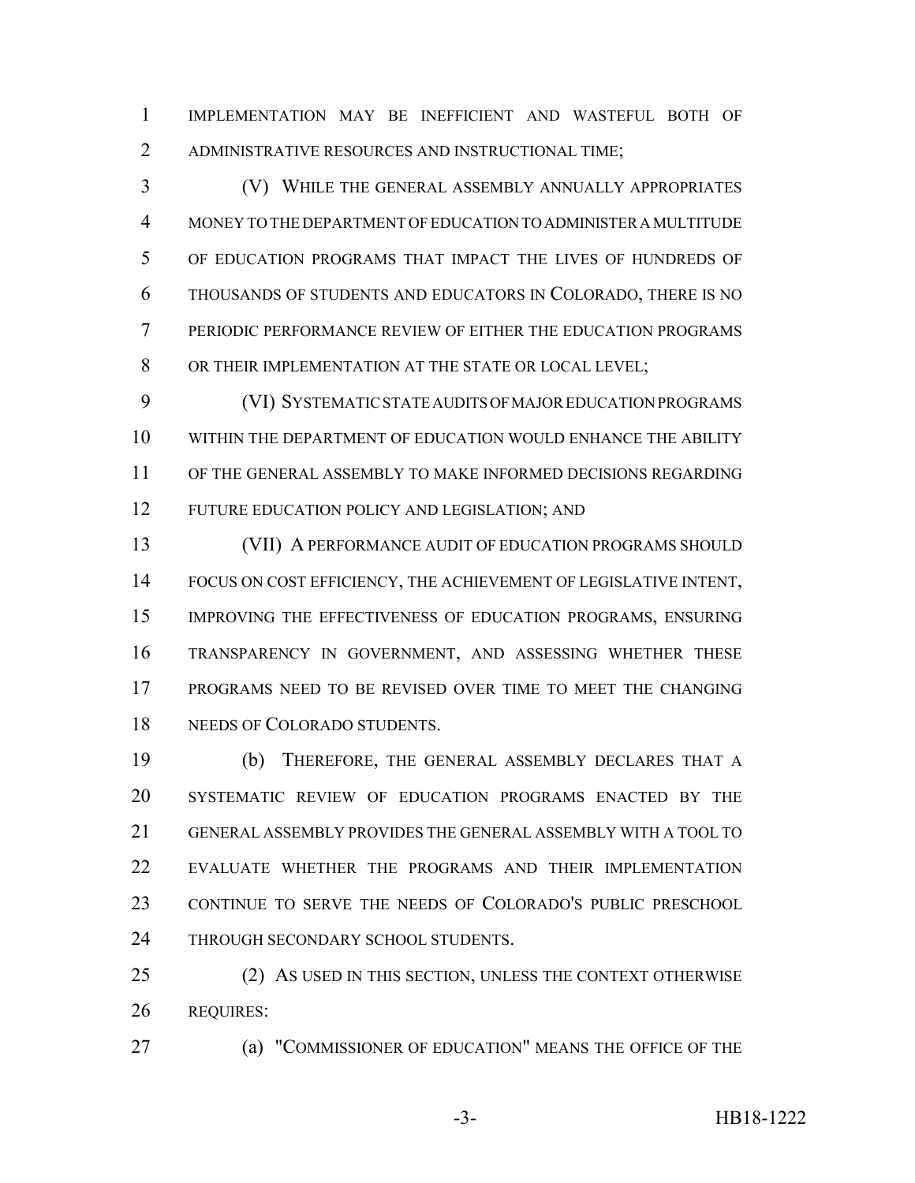IMPLEMENTATION MAY BE INEFFICIENT AND WASTEFUL BOTH OF ADMINISTRATIVE RESOURCES AND INSTRUCTIONAL TIME;

(V) WHILE THE GENERAL ASSEMBLY ANNUALLY APPROPRIATES MONEY TO THE DEPARTMENT OF EDUCATION TO ADMINISTER A MULTITUDE OF EDUCATION PROGRAMS THAT IMPACT THE LIVES OF HUNDREDS OF THOUSANDS OF STUDENTS AND EDUCATORS IN COLORADO, THERE IS NO PERIODIC PERFORMANCE REVIEW OF EITHER THE EDUCATION PROGRAMS OR THEIR IMPLEMENTATION AT THE STATE OR LOCAL LEVEL;

(VI) SYSTEMATIC STATE AUDITS OF MAJOR EDUCATION PROGRAMS WITHIN THE DEPARTMENT OF EDUCATION WOULD ENHANCE THE ABILITY OF THE GENERAL ASSEMBLY TO MAKE INFORMED DECISIONS REGARDING FUTURE EDUCATION POLICY AND LEGISLATION; AND

(VII) A PERFORMANCE AUDIT OF EDUCATION PROGRAMS SHOULD FOCUS ON COST EFFICIENCY, THE ACHIEVEMENT OF LEGISLATIVE INTENT, IMPROVING THE EFFECTIVENESS OF EDUCATION PROGRAMS, ENSURING TRANSPARENCY IN GOVERNMENT, AND ASSESSING WHETHER THESE PROGRAMS NEED TO BE REVISED OVER TIME TO MEET THE CHANGING NEEDS OF COLORADO STUDENTS.

(b) THEREFORE, THE GENERAL ASSEMBLY DECLARES THAT A SYSTEMATIC REVIEW OF EDUCATION PROGRAMS ENACTED BY THE GENERAL ASSEMBLY PROVIDES THE GENERAL ASSEMBLY WITH A TOOL TO EVALUATE WHETHER THE PROGRAMS AND THEIR IMPLEMENTATION CONTINUE TO SERVE THE NEEDS OF COLORADO'S PUBLIC PRESCHOOL THROUGH SECONDARY SCHOOL STUDENTS.

(2) AS USED IN THIS SECTION, UNLESS THE CONTEXT OTHERWISE REQUIRES:

(a) "COMMISSIONER OF EDUCATION" MEANS THE OFFICE OF THE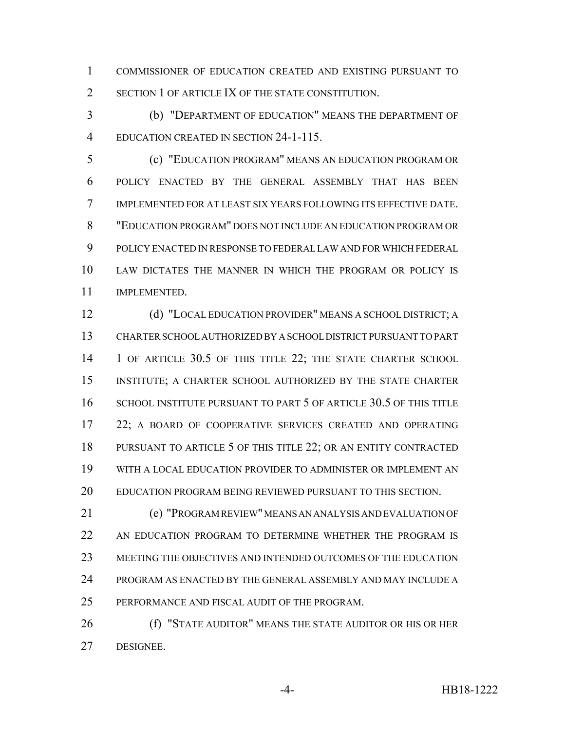COMMISSIONER OF EDUCATION CREATED AND EXISTING PURSUANT TO SECTION 1 OF ARTICLE IX OF THE STATE CONSTITUTION.

(b) "DEPARTMENT OF EDUCATION" MEANS THE DEPARTMENT OF EDUCATION CREATED IN SECTION 24-1-115.

(c) "EDUCATION PROGRAM" MEANS AN EDUCATION PROGRAM OR POLICY ENACTED BY THE GENERAL ASSEMBLY THAT HAS BEEN IMPLEMENTED FOR AT LEAST SIX YEARS FOLLOWING ITS EFFECTIVE DATE. "EDUCATION PROGRAM" DOES NOT INCLUDE AN EDUCATION PROGRAM OR POLICY ENACTED IN RESPONSE TO FEDERAL LAW AND FOR WHICH FEDERAL LAW DICTATES THE MANNER IN WHICH THE PROGRAM OR POLICY IS IMPLEMENTED.

(d) "LOCAL EDUCATION PROVIDER" MEANS A SCHOOL DISTRICT; A CHARTER SCHOOL AUTHORIZED BY A SCHOOL DISTRICT PURSUANT TO PART 1 OF ARTICLE 30.5 OF THIS TITLE 22; THE STATE CHARTER SCHOOL INSTITUTE; A CHARTER SCHOOL AUTHORIZED BY THE STATE CHARTER SCHOOL INSTITUTE PURSUANT TO PART 5 OF ARTICLE 30.5 OF THIS TITLE 22; A BOARD OF COOPERATIVE SERVICES CREATED AND OPERATING PURSUANT TO ARTICLE 5 OF THIS TITLE 22; OR AN ENTITY CONTRACTED WITH A LOCAL EDUCATION PROVIDER TO ADMINISTER OR IMPLEMENT AN EDUCATION PROGRAM BEING REVIEWED PURSUANT TO THIS SECTION.

(e) "PROGRAM REVIEW" MEANS AN ANALYSIS AND EVALUATION OF AN EDUCATION PROGRAM TO DETERMINE WHETHER THE PROGRAM IS MEETING THE OBJECTIVES AND INTENDED OUTCOMES OF THE EDUCATION PROGRAM AS ENACTED BY THE GENERAL ASSEMBLY AND MAY INCLUDE A PERFORMANCE AND FISCAL AUDIT OF THE PROGRAM.

(f) "STATE AUDITOR" MEANS THE STATE AUDITOR OR HIS OR HER DESIGNEE.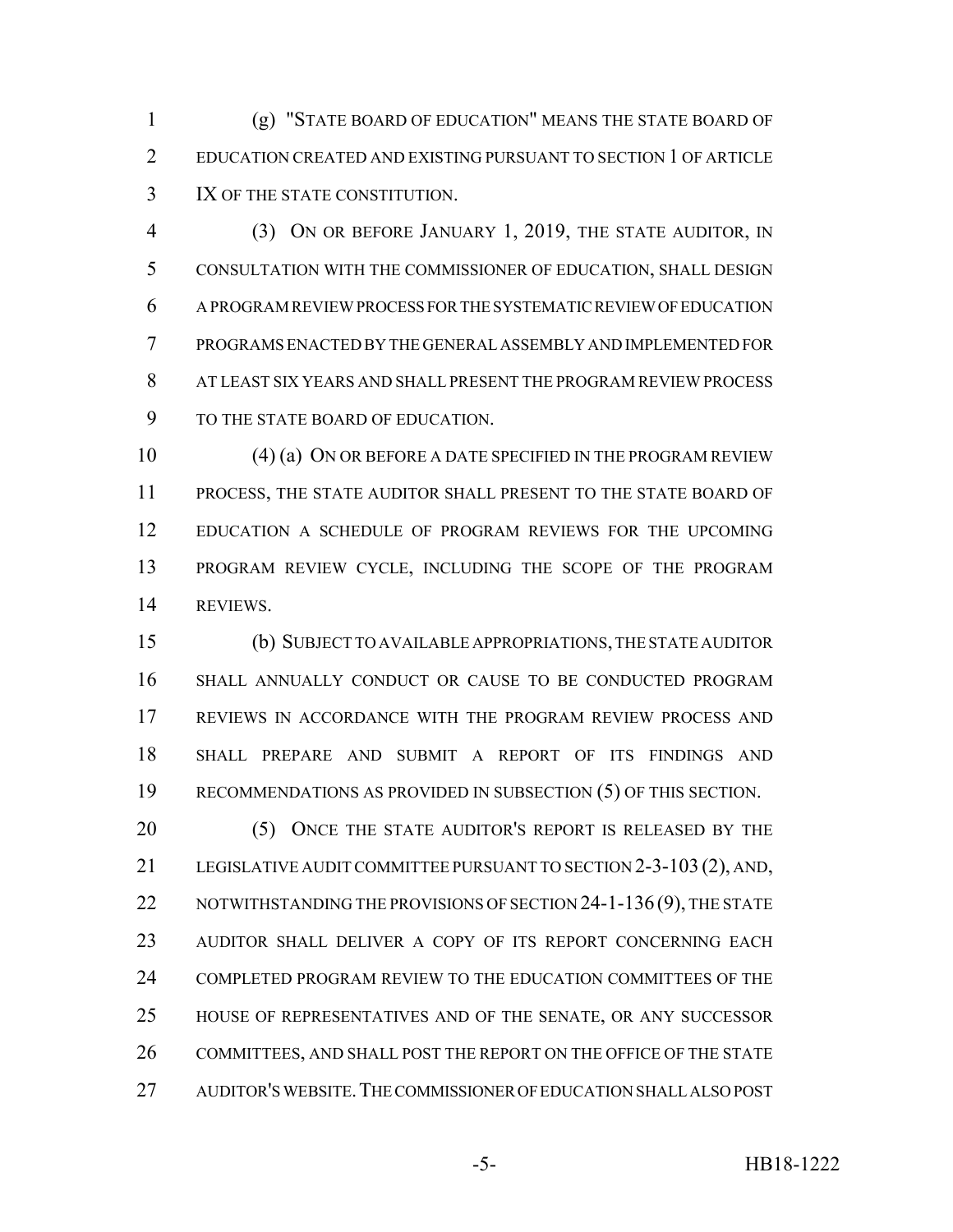(g) "STATE BOARD OF EDUCATION" MEANS THE STATE BOARD OF EDUCATION CREATED AND EXISTING PURSUANT TO SECTION 1 OF ARTICLE IX OF THE STATE CONSTITUTION.

(3) ON OR BEFORE JANUARY 1, 2019, THE STATE AUDITOR, IN CONSULTATION WITH THE COMMISSIONER OF EDUCATION, SHALL DESIGN A PROGRAM REVIEW PROCESS FOR THE SYSTEMATIC REVIEW OF EDUCATION PROGRAMS ENACTED BY THE GENERAL ASSEMBLY AND IMPLEMENTED FOR AT LEAST SIX YEARS AND SHALL PRESENT THE PROGRAM REVIEW PROCESS TO THE STATE BOARD OF EDUCATION.

(4) (a) ON OR BEFORE A DATE SPECIFIED IN THE PROGRAM REVIEW PROCESS, THE STATE AUDITOR SHALL PRESENT TO THE STATE BOARD OF EDUCATION A SCHEDULE OF PROGRAM REVIEWS FOR THE UPCOMING PROGRAM REVIEW CYCLE, INCLUDING THE SCOPE OF THE PROGRAM REVIEWS.

(b) SUBJECT TO AVAILABLE APPROPRIATIONS, THE STATE AUDITOR SHALL ANNUALLY CONDUCT OR CAUSE TO BE CONDUCTED PROGRAM REVIEWS IN ACCORDANCE WITH THE PROGRAM REVIEW PROCESS AND SHALL PREPARE AND SUBMIT A REPORT OF ITS FINDINGS AND RECOMMENDATIONS AS PROVIDED IN SUBSECTION (5) OF THIS SECTION.

(5) ONCE THE STATE AUDITOR'S REPORT IS RELEASED BY THE LEGISLATIVE AUDIT COMMITTEE PURSUANT TO SECTION 2-3-103 (2), AND, NOTWITHSTANDING THE PROVISIONS OF SECTION 24-1-136 (9), THE STATE AUDITOR SHALL DELIVER A COPY OF ITS REPORT CONCERNING EACH COMPLETED PROGRAM REVIEW TO THE EDUCATION COMMITTEES OF THE HOUSE OF REPRESENTATIVES AND OF THE SENATE, OR ANY SUCCESSOR COMMITTEES, AND SHALL POST THE REPORT ON THE OFFICE OF THE STATE AUDITOR'S WEBSITE. THE COMMISSIONER OF EDUCATION SHALL ALSO POST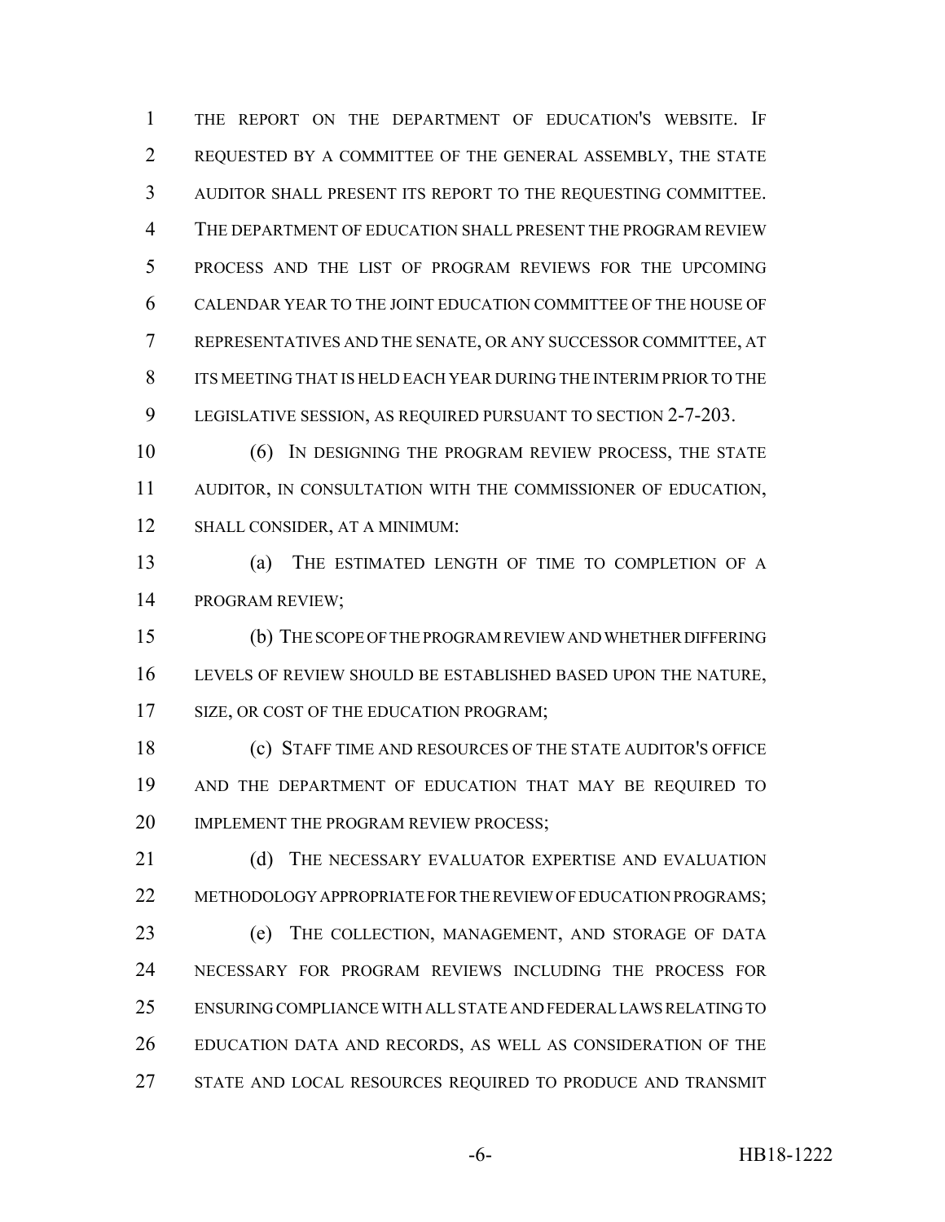THE REPORT ON THE DEPARTMENT OF EDUCATION'S WEBSITE. IF REQUESTED BY A COMMITTEE OF THE GENERAL ASSEMBLY, THE STATE AUDITOR SHALL PRESENT ITS REPORT TO THE REQUESTING COMMITTEE. THE DEPARTMENT OF EDUCATION SHALL PRESENT THE PROGRAM REVIEW PROCESS AND THE LIST OF PROGRAM REVIEWS FOR THE UPCOMING CALENDAR YEAR TO THE JOINT EDUCATION COMMITTEE OF THE HOUSE OF REPRESENTATIVES AND THE SENATE, OR ANY SUCCESSOR COMMITTEE, AT ITS MEETING THAT IS HELD EACH YEAR DURING THE INTERIM PRIOR TO THE LEGISLATIVE SESSION, AS REQUIRED PURSUANT TO SECTION 2-7-203.

(6) IN DESIGNING THE PROGRAM REVIEW PROCESS, THE STATE AUDITOR, IN CONSULTATION WITH THE COMMISSIONER OF EDUCATION, SHALL CONSIDER, AT A MINIMUM:

(a) THE ESTIMATED LENGTH OF TIME TO COMPLETION OF A PROGRAM REVIEW;

(b) THE SCOPE OF THE PROGRAM REVIEW AND WHETHER DIFFERING LEVELS OF REVIEW SHOULD BE ESTABLISHED BASED UPON THE NATURE, SIZE, OR COST OF THE EDUCATION PROGRAM;

(c) STAFF TIME AND RESOURCES OF THE STATE AUDITOR'S OFFICE AND THE DEPARTMENT OF EDUCATION THAT MAY BE REQUIRED TO IMPLEMENT THE PROGRAM REVIEW PROCESS;

(d) THE NECESSARY EVALUATOR EXPERTISE AND EVALUATION METHODOLOGY APPROPRIATE FOR THE REVIEW OF EDUCATION PROGRAMS;

(e) THE COLLECTION, MANAGEMENT, AND STORAGE OF DATA NECESSARY FOR PROGRAM REVIEWS INCLUDING THE PROCESS FOR ENSURING COMPLIANCE WITH ALL STATE AND FEDERAL LAWS RELATING TO EDUCATION DATA AND RECORDS, AS WELL AS CONSIDERATION OF THE STATE AND LOCAL RESOURCES REQUIRED TO PRODUCE AND TRANSMIT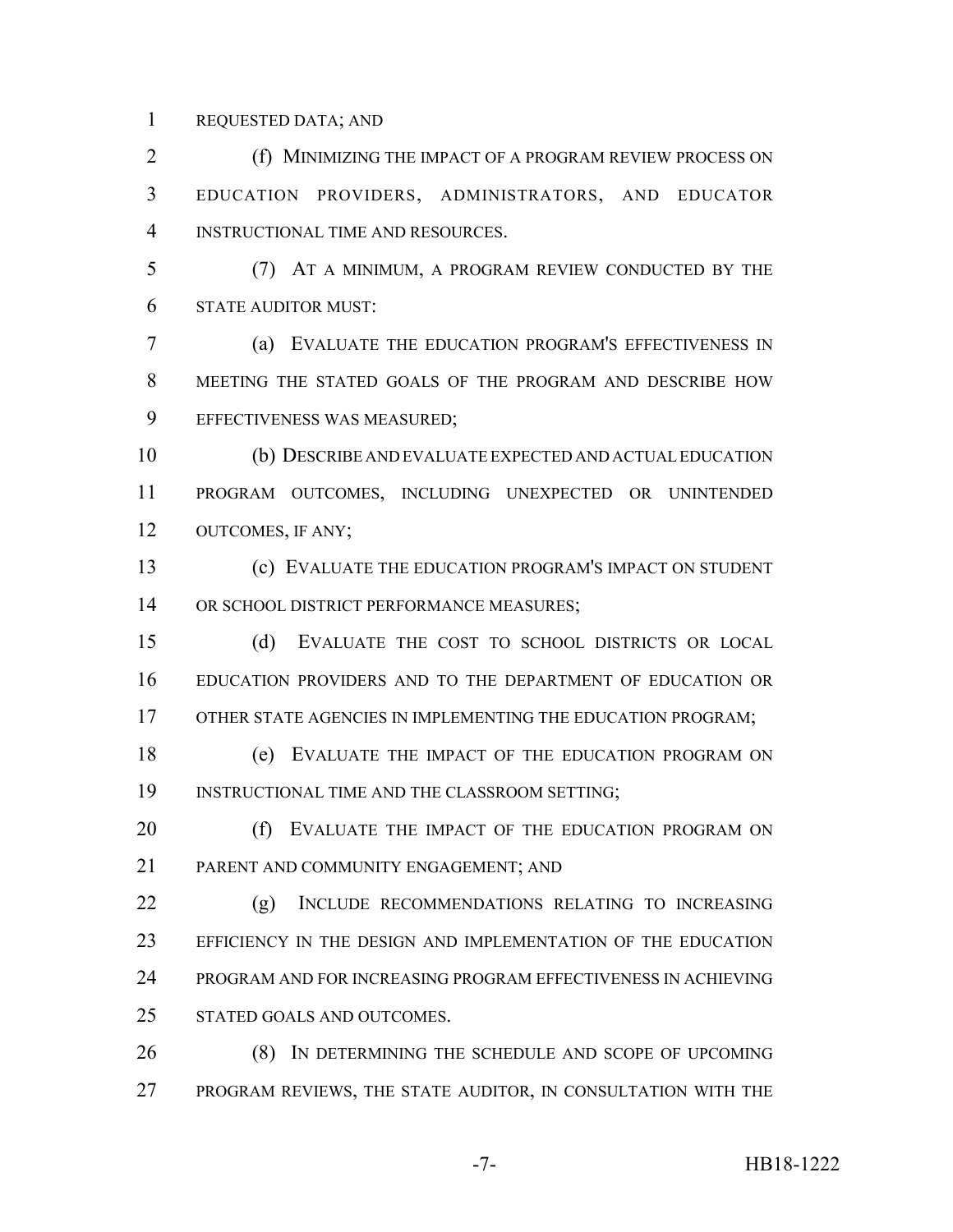REQUESTED DATA; AND

(f) MINIMIZING THE IMPACT OF A PROGRAM REVIEW PROCESS ON EDUCATION PROVIDERS, ADMINISTRATORS, AND EDUCATOR INSTRUCTIONAL TIME AND RESOURCES.

(7) AT A MINIMUM, A PROGRAM REVIEW CONDUCTED BY THE STATE AUDITOR MUST:

(a) EVALUATE THE EDUCATION PROGRAM'S EFFECTIVENESS IN MEETING THE STATED GOALS OF THE PROGRAM AND DESCRIBE HOW EFFECTIVENESS WAS MEASURED;

(b) DESCRIBE AND EVALUATE EXPECTED AND ACTUAL EDUCATION PROGRAM OUTCOMES, INCLUDING UNEXPECTED OR UNINTENDED OUTCOMES, IF ANY;

(c) EVALUATE THE EDUCATION PROGRAM'S IMPACT ON STUDENT OR SCHOOL DISTRICT PERFORMANCE MEASURES;

(d) EVALUATE THE COST TO SCHOOL DISTRICTS OR LOCAL EDUCATION PROVIDERS AND TO THE DEPARTMENT OF EDUCATION OR OTHER STATE AGENCIES IN IMPLEMENTING THE EDUCATION PROGRAM;

(e) EVALUATE THE IMPACT OF THE EDUCATION PROGRAM ON INSTRUCTIONAL TIME AND THE CLASSROOM SETTING;

(f) EVALUATE THE IMPACT OF THE EDUCATION PROGRAM ON PARENT AND COMMUNITY ENGAGEMENT; AND

(g) INCLUDE RECOMMENDATIONS RELATING TO INCREASING EFFICIENCY IN THE DESIGN AND IMPLEMENTATION OF THE EDUCATION PROGRAM AND FOR INCREASING PROGRAM EFFECTIVENESS IN ACHIEVING STATED GOALS AND OUTCOMES.

(8) IN DETERMINING THE SCHEDULE AND SCOPE OF UPCOMING PROGRAM REVIEWS, THE STATE AUDITOR, IN CONSULTATION WITH THE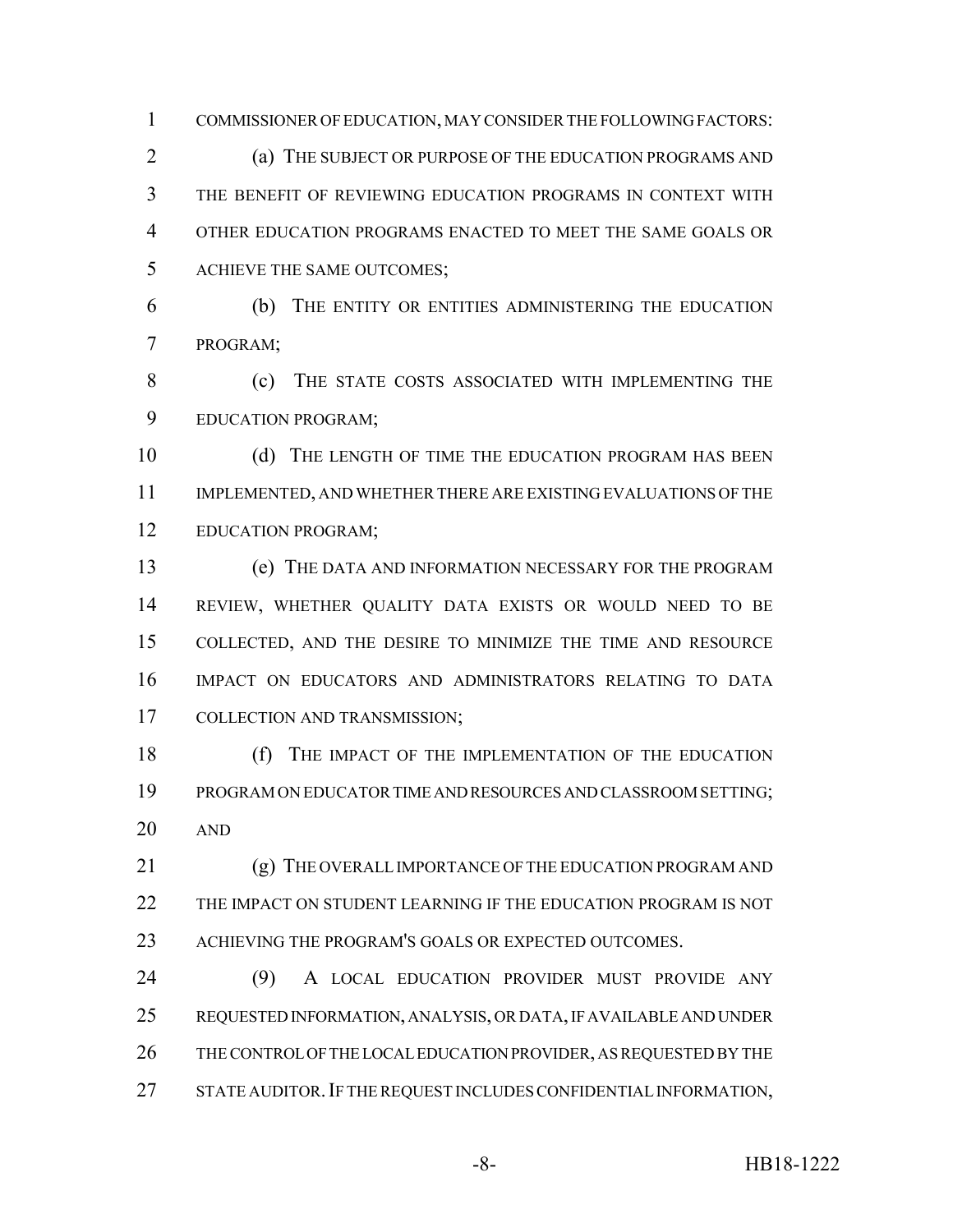COMMISSIONER OF EDUCATION, MAY CONSIDER THE FOLLOWING FACTORS:

(a) THE SUBJECT OR PURPOSE OF THE EDUCATION PROGRAMS AND THE BENEFIT OF REVIEWING EDUCATION PROGRAMS IN CONTEXT WITH OTHER EDUCATION PROGRAMS ENACTED TO MEET THE SAME GOALS OR ACHIEVE THE SAME OUTCOMES;

(b) THE ENTITY OR ENTITIES ADMINISTERING THE EDUCATION PROGRAM;

(c) THE STATE COSTS ASSOCIATED WITH IMPLEMENTING THE EDUCATION PROGRAM;

(d) THE LENGTH OF TIME THE EDUCATION PROGRAM HAS BEEN IMPLEMENTED, AND WHETHER THERE ARE EXISTING EVALUATIONS OF THE EDUCATION PROGRAM;

(e) THE DATA AND INFORMATION NECESSARY FOR THE PROGRAM REVIEW, WHETHER QUALITY DATA EXISTS OR WOULD NEED TO BE COLLECTED, AND THE DESIRE TO MINIMIZE THE TIME AND RESOURCE IMPACT ON EDUCATORS AND ADMINISTRATORS RELATING TO DATA COLLECTION AND TRANSMISSION;

(f) THE IMPACT OF THE IMPLEMENTATION OF THE EDUCATION PROGRAM ON EDUCATOR TIME AND RESOURCES AND CLASSROOM SETTING; AND

(g) THE OVERALL IMPORTANCE OF THE EDUCATION PROGRAM AND THE IMPACT ON STUDENT LEARNING IF THE EDUCATION PROGRAM IS NOT ACHIEVING THE PROGRAM'S GOALS OR EXPECTED OUTCOMES.

(9) A LOCAL EDUCATION PROVIDER MUST PROVIDE ANY REQUESTED INFORMATION, ANALYSIS, OR DATA, IF AVAILABLE AND UNDER THE CONTROL OF THE LOCAL EDUCATION PROVIDER, AS REQUESTED BY THE STATE AUDITOR. IF THE REQUEST INCLUDES CONFIDENTIAL INFORMATION,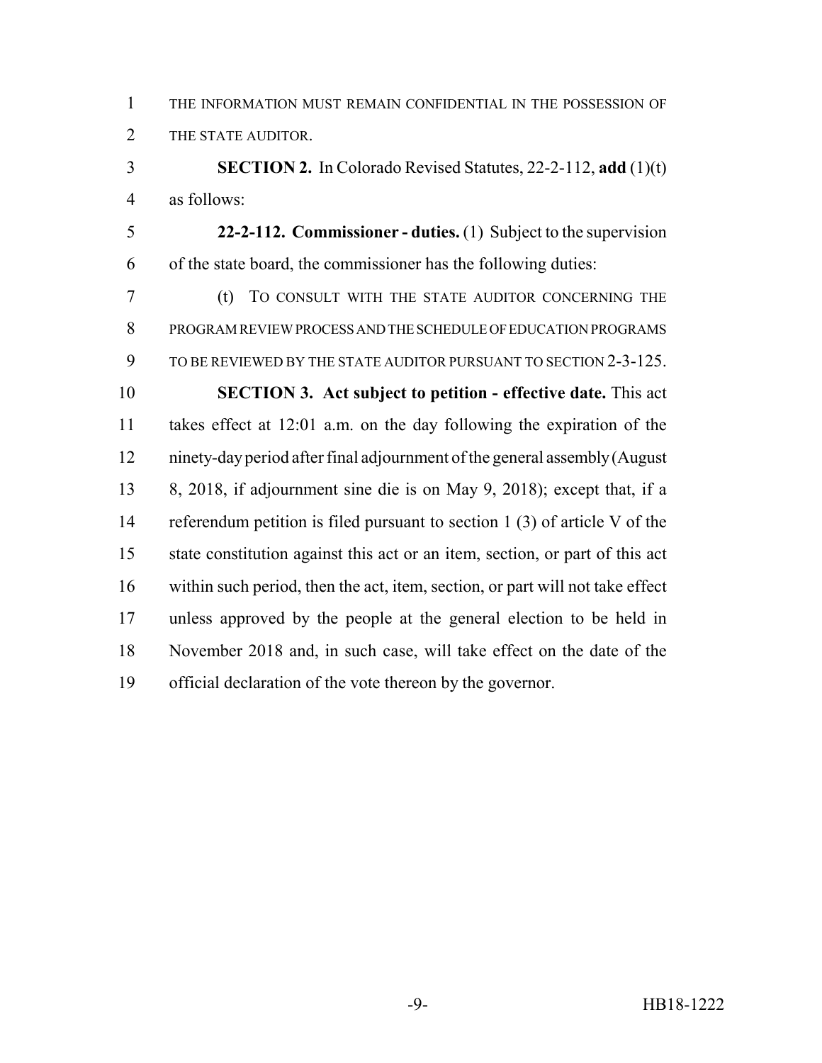THE INFORMATION MUST REMAIN CONFIDENTIAL IN THE POSSESSION OF THE STATE AUDITOR.

**SECTION 2.** In Colorado Revised Statutes, 22-2-112, **add** (1)(t) as follows:

**22-2-112. Commissioner - duties.** (1) Subject to the supervision of the state board, the commissioner has the following duties:

(t) TO CONSULT WITH THE STATE AUDITOR CONCERNING THE PROGRAM REVIEW PROCESS AND THE SCHEDULE OF EDUCATION PROGRAMS TO BE REVIEWED BY THE STATE AUDITOR PURSUANT TO SECTION 2-3-125.

**SECTION 3. Act subject to petition - effective date.** This act takes effect at 12:01 a.m. on the day following the expiration of the ninety-day period after final adjournment of the general assembly (August 8, 2018, if adjournment sine die is on May 9, 2018); except that, if a referendum petition is filed pursuant to section 1 (3) of article V of the state constitution against this act or an item, section, or part of this act within such period, then the act, item, section, or part will not take effect unless approved by the people at the general election to be held in November 2018 and, in such case, will take effect on the date of the official declaration of the vote thereon by the governor.